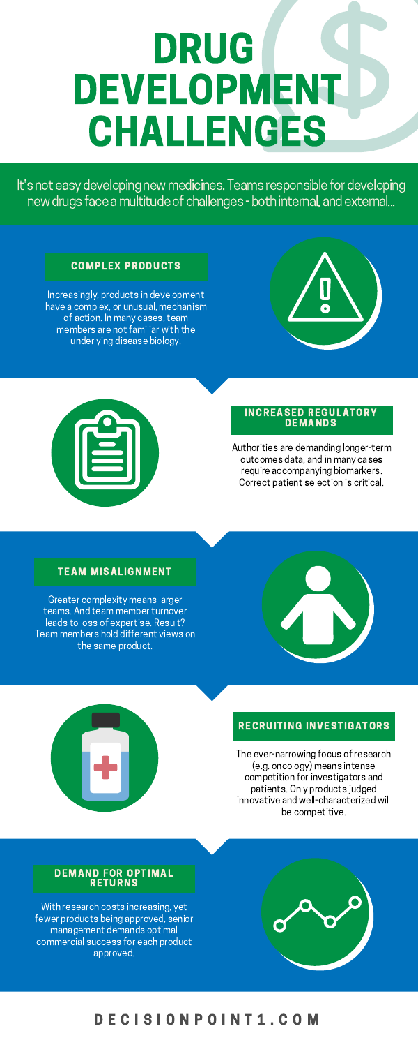# DRUG DEVELOPMENT CHALLENGES

It's not easy developing new medicines. Teams responsible for developing new drugs face a multitude of challenges - both internal, and external...

## COMPLEX PRODUCTS

Increasingly, products in development have a complex, or unusual, mechanism of action. In many cases, team members are not familiar with the underlying disease biology.

## INCREASED REGULATORY DEMANDS

Authorities are demanding longer-term outcomes data, and in many cases require accompanying biomarkers. Correct patient selection is critical.

## TEAM MISALIGNMENT

Greater complexity means larger teams. And team member turnover leads to loss of expertise. Result? Team members hold different views on the same product.

## RECRUITING INVESTIGATORS

The ever-narrowing focus of research (e.g. oncology) means intense competition for investigators and patients. Only products judged innovative and well-characterized will be competitive.

## DEMAND FOR OPTIMAL RETURNS

With research costs increasing, yet fewer products being approved, senior management demands optimal commercial success for each product approved.

DECISIONPOINT1.COM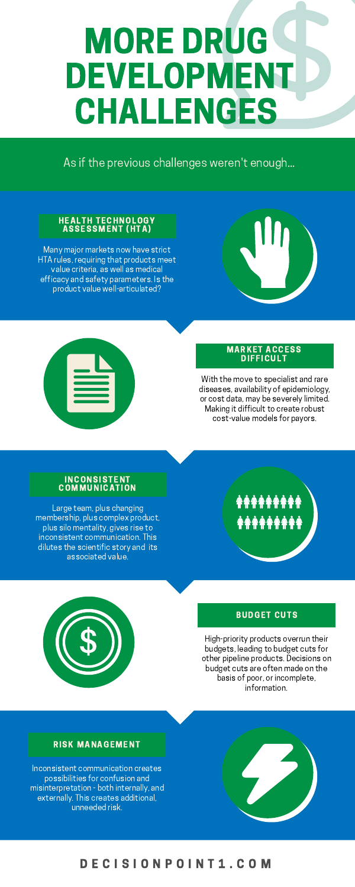# MORE DRUG DEVELOPMENT CHALLENGES

As if the previous challenges weren't enough...

## HEALTH TECHNOLOGY ASSESSMENT (HTA)

Many major markets now have strict HTA rules, requiring that products meet value criteria, as well as medical efficacy and safety parameters. Is the product value well-articulated?

## MARKET ACCESS DIFFICULT

With the move to specialist and rare diseases, availability of epidemiology, or cost data, may be severely limited. Making it difficult to create robust cost-value models for payors.

## INCONSISTENT COMMUNICATION

Large team, plus changing membership, plus complex product, plus silo mentality, gives rise to inconsistent communication. This dilutes the scientific story and its associated value.

## BUDGET CUTS

High-priority products overrun their budgets, leading to budget cuts for other pipeline products. Decisions on budget cuts are often made on the basis of poor, or incomplete, information.

## RISK MANAGEMENT

Inconsistent communication creates possibilities for confusion and misinterpretation - both internally, and externally. This creates additional, unneeded risk.

DECISIONPOINT1.COM